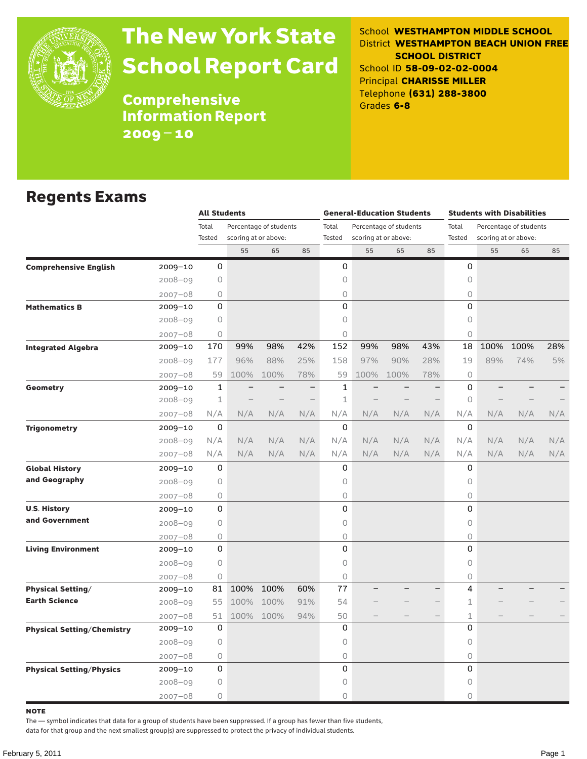# The New York State School Report Card

## Comprehensive Information Report 2009 – 10

School **WESTHAMPTON MIDDLE SCHOOL**
District **WESTHAMPTON BEACH UNION FREE SCHOOL DISTRICT**
School ID **58-09-02-02-0004**
Principal **CHARISSE MILLER**
Telephone **(631) 288-3800**
Grades **6-8**

## Regents Exams

| | | All Students | | | | General-Education Students | | | | Students with Disabilities | | | |
|---|---|---|---|---|---|---|---|---|---|---|---|---|---|
| | | Total Tested | Percentage of students scoring at or above: | | | Total Tested | Percentage of students scoring at or above: | | | Total Tested | Percentage of students scoring at or above: | | |
| | | | 55 | 65 | 85 | | 55 | 65 | 85 | | 55 | 65 | 85 |
| **Comprehensive English** | 2009–10 | 0 | | | | 0 | | | | 0 | | | |
| | 2008–09 | 0 | | | | 0 | | | | 0 | | | |
| | 2007–08 | 0 | | | | 0 | | | | 0 | | | |
| **Mathematics B** | 2009–10 | 0 | | | | 0 | | | | 0 | | | |
| | 2008–09 | 0 | | | | 0 | | | | 0 | | | |
| | 2007–08 | 0 | | | | 0 | | | | 0 | | | |
| **Integrated Algebra** | 2009–10 | 170 | 99% | 98% | 42% | 152 | 99% | 98% | 43% | 18 | 100% | 100% | 28% |
| | 2008–09 | 177 | 96% | 88% | 25% | 158 | 97% | 90% | 28% | 19 | 89% | 74% | 5% |
| | 2007–08 | 59 | 100% | 100% | 78% | 59 | 100% | 100% | 78% | 0 | | | |
| **Geometry** | 2009–10 | 1 | – | – | – | 1 | – | – | – | 0 | – | – | – |
| | 2008–09 | 1 | – | – | – | 1 | – | – | – | 0 | – | – | – |
| | 2007–08 | N/A | N/A | N/A | N/A | N/A | N/A | N/A | N/A | N/A | N/A | N/A | N/A |
| **Trigonometry** | 2009–10 | 0 | | | | 0 | | | | 0 | | | |
| | 2008–09 | N/A | N/A | N/A | N/A | N/A | N/A | N/A | N/A | N/A | N/A | N/A | N/A |
| | 2007–08 | N/A | N/A | N/A | N/A | N/A | N/A | N/A | N/A | N/A | N/A | N/A | N/A |
| **Global History and Geography** | 2009–10 | 0 | | | | 0 | | | | 0 | | | |
| | 2008–09 | 0 | | | | 0 | | | | 0 | | | |
| | 2007–08 | 0 | | | | 0 | | | | 0 | | | |
| **U.S. History and Government** | 2009–10 | 0 | | | | 0 | | | | 0 | | | |
| | 2008–09 | 0 | | | | 0 | | | | 0 | | | |
| | 2007–08 | 0 | | | | 0 | | | | 0 | | | |
| **Living Environment** | 2009–10 | 0 | | | | 0 | | | | 0 | | | |
| | 2008–09 | 0 | | | | 0 | | | | 0 | | | |
| | 2007–08 | 0 | | | | 0 | | | | 0 | | | |
| **Physical Setting/ Earth Science** | 2009–10 | 81 | 100% | 100% | 60% | 77 | – | – | – | 4 | – | – | – |
| | 2008–09 | 55 | 100% | 100% | 91% | 54 | – | – | – | 1 | – | – | – |
| | 2007–08 | 51 | 100% | 100% | 94% | 50 | – | – | – | 1 | – | – | – |
| **Physical Setting/Chemistry** | 2009–10 | 0 | | | | 0 | | | | 0 | | | |
| | 2008–09 | 0 | | | | 0 | | | | 0 | | | |
| | 2007–08 | 0 | | | | 0 | | | | 0 | | | |
| **Physical Setting/Physics** | 2009–10 | 0 | | | | 0 | | | | 0 | | | |
| | 2008–09 | 0 | | | | 0 | | | | 0 | | | |
| | 2007–08 | 0 | | | | 0 | | | | 0 | | | |

**NOTE**
The — symbol indicates that data for a group of students have been suppressed. If a group has fewer than five students, data for that group and the next smallest group(s) are suppressed to protect the privacy of individual students.

February 5, 2011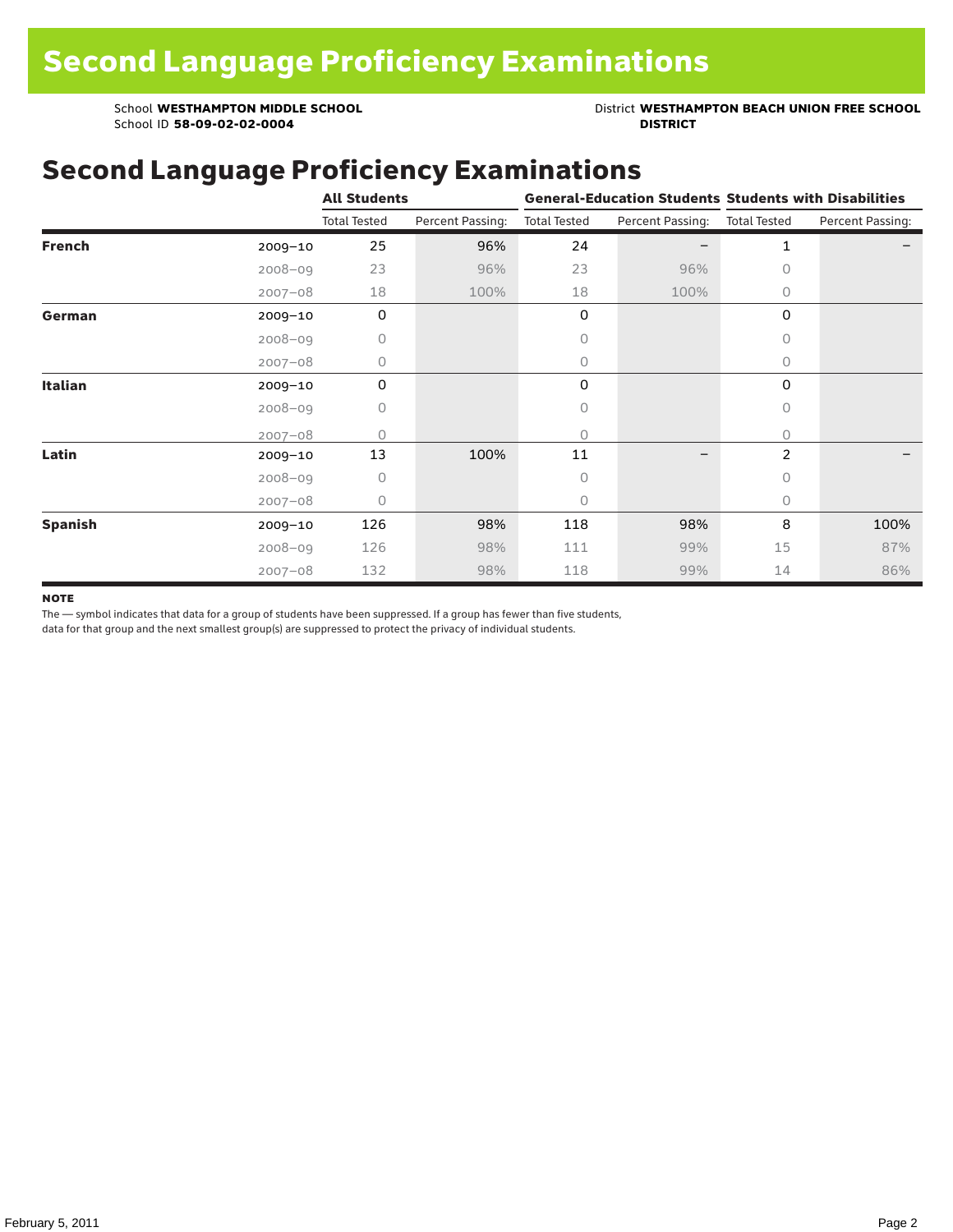# Second Language Proficiency Examinations

School **WESTHAMPTON MIDDLE SCHOOL**
School ID **58-09-02-02-0004**

District **WESTHAMPTON BEACH UNION FREE SCHOOL DISTRICT**

## Second Language Proficiency Examinations

| | | All Students | | General-Education Students | | Students with Disabilities | |
|---|---|---|---|---|---|---|---|
| | | Total Tested | Percent Passing: | Total Tested | Percent Passing: | Total Tested | Percent Passing: |
| **French** | 2009–10 | 25 | 96% | 24 | – | 1 | – |
| | 2008–09 | 23 | 96% | 23 | 96% | 0 | |
| | 2007–08 | 18 | 100% | 18 | 100% | 0 | |
| **German** | 2009–10 | 0 | | 0 | | 0 | |
| | 2008–09 | 0 | | 0 | | 0 | |
| | 2007–08 | 0 | | 0 | | 0 | |
| **Italian** | 2009–10 | 0 | | 0 | | 0 | |
| | 2008–09 | 0 | | 0 | | 0 | |
| | 2007–08 | 0 | | 0 | | 0 | |
| **Latin** | 2009–10 | 13 | 100% | 11 | – | 2 | – |
| | 2008–09 | 0 | | 0 | | 0 | |
| | 2007–08 | 0 | | 0 | | 0 | |
| **Spanish** | 2009–10 | 126 | 98% | 118 | 98% | 8 | 100% |
| | 2008–09 | 126 | 98% | 111 | 99% | 15 | 87% |
| | 2007–08 | 132 | 98% | 118 | 99% | 14 | 86% |

**NOTE**

The — symbol indicates that data for a group of students have been suppressed. If a group has fewer than five students, data for that group and the next smallest group(s) are suppressed to protect the privacy of individual students.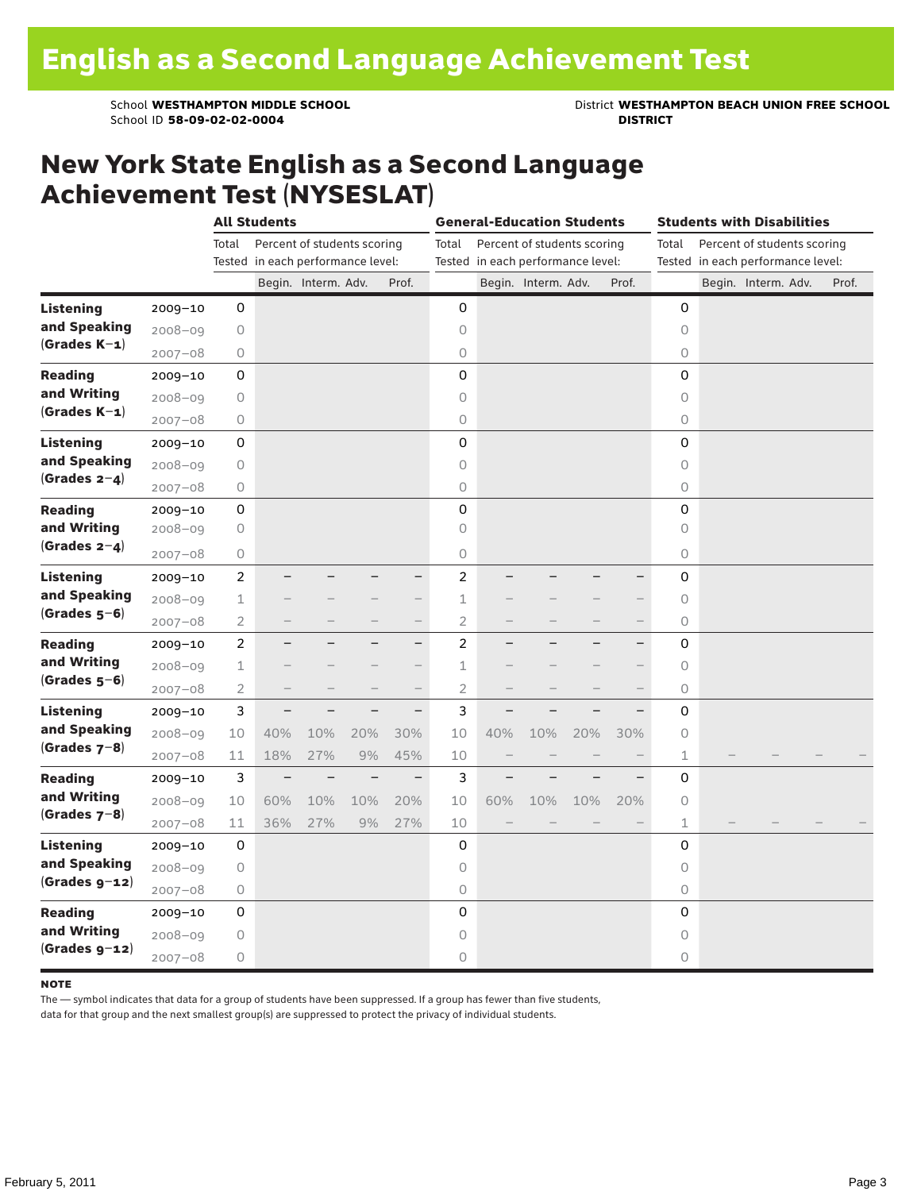# English as a Second Language Achievement Test

School **WESTHAMPTON MIDDLE SCHOOL**
School ID **58-09-02-02-0004**

District **WESTHAMPTON BEACH UNION FREE SCHOOL DISTRICT**

## New York State English as a Second Language Achievement Test (NYSESLAT)

| | | All Students | | | | | General-Education Students | | | | | Students with Disabilities | | | | |
|---|---|---|---|---|---|---|---|---|---|---|---|---|---|---|---|---|
| | | Total Tested | Percent of students scoring in each performance level: | | | | Total Tested | Percent of students scoring in each performance level: | | | | Total Tested | Percent of students scoring in each performance level: | | | |
| | | | Begin. | Interm. | Adv. | Prof. | | Begin. | Interm. | Adv. | Prof. | | Begin. | Interm. | Adv. | Prof. |
| **Listening and Speaking (Grades K–1)** | 2009–10 | 0 | | | | | 0 | | | | | 0 | | | | |
| | 2008–09 | 0 | | | | | 0 | | | | | 0 | | | | |
| | 2007–08 | 0 | | | | | 0 | | | | | 0 | | | | |
| **Reading and Writing (Grades K–1)** | 2009–10 | 0 | | | | | 0 | | | | | 0 | | | | |
| | 2008–09 | 0 | | | | | 0 | | | | | 0 | | | | |
| | 2007–08 | 0 | | | | | 0 | | | | | 0 | | | | |
| **Listening and Speaking (Grades 2–4)** | 2009–10 | 0 | | | | | 0 | | | | | 0 | | | | |
| | 2008–09 | 0 | | | | | 0 | | | | | 0 | | | | |
| | 2007–08 | 0 | | | | | 0 | | | | | 0 | | | | |
| **Reading and Writing (Grades 2–4)** | 2009–10 | 0 | | | | | 0 | | | | | 0 | | | | |
| | 2008–09 | 0 | | | | | 0 | | | | | 0 | | | | |
| | 2007–08 | 0 | | | | | 0 | | | | | 0 | | | | |
| **Listening and Speaking (Grades 5–6)** | 2009–10 | 2 | – | – | – | – | 2 | – | – | – | – | 0 | | | | |
| | 2008–09 | 1 | – | – | – | – | 1 | – | – | – | – | 0 | | | | |
| | 2007–08 | 2 | – | – | – | – | 2 | – | – | – | – | 0 | | | | |
| **Reading and Writing (Grades 5–6)** | 2009–10 | 2 | – | – | – | – | 2 | – | – | – | – | 0 | | | | |
| | 2008–09 | 1 | – | – | – | – | 1 | – | – | – | – | 0 | | | | |
| | 2007–08 | 2 | – | – | – | – | 2 | – | – | – | – | 0 | | | | |
| **Listening and Speaking (Grades 7–8)** | 2009–10 | 3 | – | – | – | – | 3 | – | – | – | – | 0 | | | | |
| | 2008–09 | 10 | 40% | 10% | 20% | 30% | 10 | 40% | 10% | 20% | 30% | 0 | | | | |
| | 2007–08 | 11 | 18% | 27% | 9% | 45% | 10 | – | – | – | – | 1 | – | – | – | – |
| **Reading and Writing (Grades 7–8)** | 2009–10 | 3 | – | – | – | – | 3 | – | – | – | – | 0 | | | | |
| | 2008–09 | 10 | 60% | 10% | 10% | 20% | 10 | 60% | 10% | 10% | 20% | 0 | | | | |
| | 2007–08 | 11 | 36% | 27% | 9% | 27% | 10 | – | – | – | – | 1 | – | – | – | – |
| **Listening and Speaking (Grades 9–12)** | 2009–10 | 0 | | | | | 0 | | | | | 0 | | | | |
| | 2008–09 | 0 | | | | | 0 | | | | | 0 | | | | |
| | 2007–08 | 0 | | | | | 0 | | | | | 0 | | | | |
| **Reading and Writing (Grades 9–12)** | 2009–10 | 0 | | | | | 0 | | | | | 0 | | | | |
| | 2008–09 | 0 | | | | | 0 | | | | | 0 | | | | |
| | 2007–08 | 0 | | | | | 0 | | | | | 0 | | | | |

**NOTE**

The — symbol indicates that data for a group of students have been suppressed. If a group has fewer than five students, data for that group and the next smallest group(s) are suppressed to protect the privacy of individual students.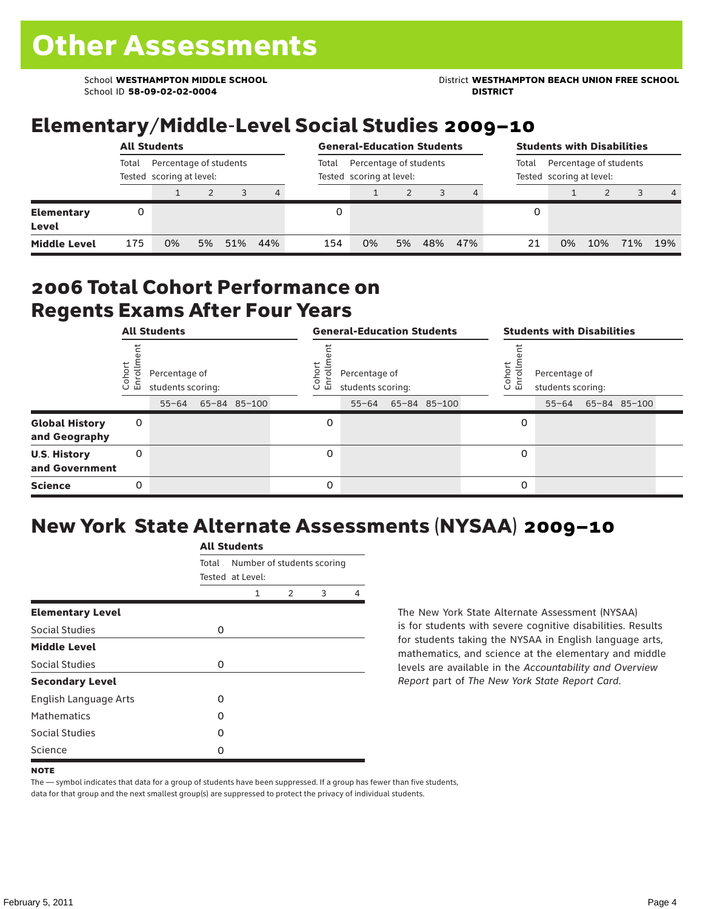# Other Assessments

School **WESTHAMPTON MIDDLE SCHOOL**
School ID **58-09-02-02-0004**

District **WESTHAMPTON BEACH UNION FREE SCHOOL DISTRICT**

## Elementary/Middle-Level Social Studies 2009–10

| | All Students | | | | | General-Education Students | | | | | Students with Disabilities | | | | |
|---|---|---|---|---|---|---|---|---|---|---|---|---|---|---|---|
| | Total Tested | Percentage of students scoring at level: | | | | Total Tested | Percentage of students scoring at level: | | | | Total Tested | Percentage of students scoring at level: | | | |
| | | 1 | 2 | 3 | 4 | | 1 | 2 | 3 | 4 | | 1 | 2 | 3 | 4 |
| **Elementary Level** | 0 | | | | | 0 | | | | | 0 | | | | |
| **Middle Level** | 175 | 0% | 5% | 51% | 44% | 154 | 0% | 5% | 48% | 47% | 21 | 0% | 10% | 71% | 19% |

## 2006 Total Cohort Performance on Regents Exams After Four Years

| | All Students | | | | General-Education Students | | | | Students with Disabilities | | | |
|---|---|---|---|---|---|---|---|---|---|---|---|---|
| | Cohort Enrollment | Percentage of students scoring: | | | Cohort Enrollment | Percentage of students scoring: | | | Cohort Enrollment | Percentage of students scoring: | | |
| | | 55–64 | 65–84 | 85–100 | | 55–64 | 65–84 | 85–100 | | 55–64 | 65–84 | 85–100 |
| **Global History and Geography** | 0 | | | | 0 | | | | 0 | | | |
| **U.S. History and Government** | 0 | | | | 0 | | | | 0 | | | |
| **Science** | 0 | | | | 0 | | | | 0 | | | |

## New York State Alternate Assessments (NYSAA) 2009–10

| | All Students | | | | |
|---|---|---|---|---|---|
| | Total Tested | Number of students scoring at Level: | | | |
| | | 1 | 2 | 3 | 4 |
| **Elementary Level** | | | | | |
| Social Studies | 0 | | | | |
| **Middle Level** | | | | | |
| Social Studies | 0 | | | | |
| **Secondary Level** | | | | | |
| English Language Arts | 0 | | | | |
| Mathematics | 0 | | | | |
| Social Studies | 0 | | | | |
| Science | 0 | | | | |

The New York State Alternate Assessment (NYSAA) is for students with severe cognitive disabilities. Results for students taking the NYSAA in English language arts, mathematics, and science at the elementary and middle levels are available in the *Accountability and Overview Report* part of *The New York State Report Card*.

**NOTE**

The — symbol indicates that data for a group of students have been suppressed. If a group has fewer than five students, data for that group and the next smallest group(s) are suppressed to protect the privacy of individual students.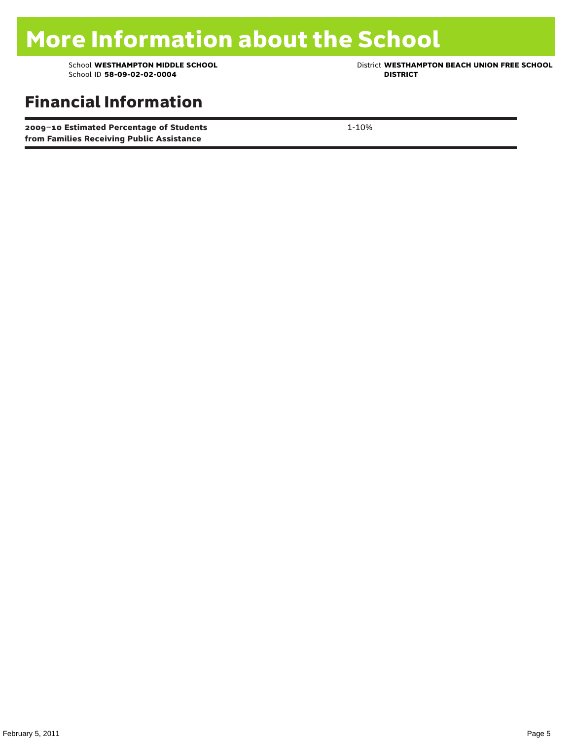# More Information about the School

School **WESTHAMPTON MIDDLE SCHOOL**
School ID **58-09-02-02-0004**

District **WESTHAMPTON BEACH UNION FREE SCHOOL DISTRICT**

## Financial Information

| | |
|---|---|
| **2009–10 Estimated Percentage of Students from Families Receiving Public Assistance** | 1-10% |